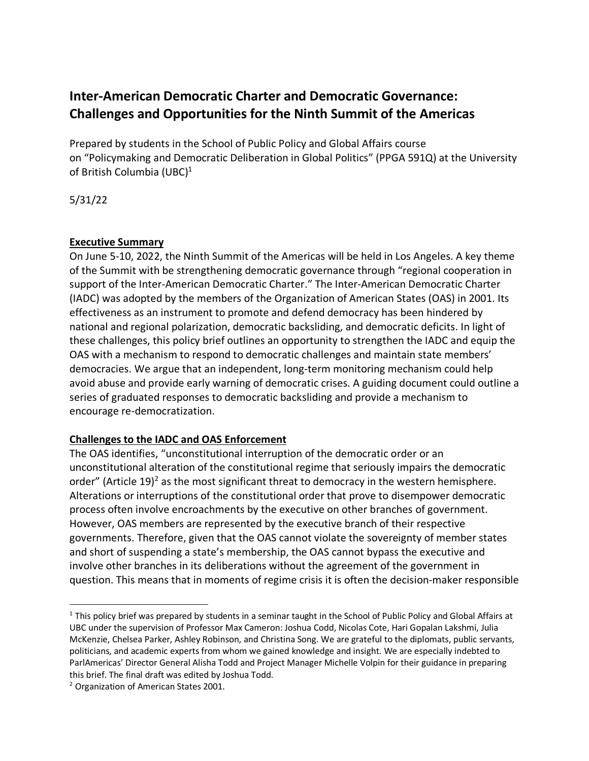# Inter-American Democratic Charter and Democratic Governance: Challenges and Opportunities for the Ninth Summit of the Americas

Prepared by students in the School of Public Policy and Global Affairs course on "Policymaking and Democratic Deliberation in Global Politics" (PPGA 591Q) at the University of British Columbia (UBC)[1]

5/31/22

## Executive Summary

On June 5-10, 2022, the Ninth Summit of the Americas will be held in Los Angeles. A key theme of the Summit with be strengthening democratic governance through "regional cooperation in support of the Inter-American Democratic Charter." The Inter-American Democratic Charter (IADC) was adopted by the members of the Organization of American States (OAS) in 2001. Its effectiveness as an instrument to promote and defend democracy has been hindered by national and regional polarization, democratic backsliding, and democratic deficits. In light of these challenges, this policy brief outlines an opportunity to strengthen the IADC and equip the OAS with a mechanism to respond to democratic challenges and maintain state members' democracies. We argue that an independent, long-term monitoring mechanism could help avoid abuse and provide early warning of democratic crises. A guiding document could outline a series of graduated responses to democratic backsliding and provide a mechanism to encourage re-democratization.

## Challenges to the IADC and OAS Enforcement

The OAS identifies, "unconstitutional interruption of the democratic order or an unconstitutional alteration of the constitutional regime that seriously impairs the democratic order" (Article 19)[2] as the most significant threat to democracy in the western hemisphere. Alterations or interruptions of the constitutional order that prove to disempower democratic process often involve encroachments by the executive on other branches of government. However, OAS members are represented by the executive branch of their respective governments. Therefore, given that the OAS cannot violate the sovereignty of member states and short of suspending a state's membership, the OAS cannot bypass the executive and involve other branches in its deliberations without the agreement of the government in question. This means that in moments of regime crisis it is often the decision-maker responsible

---

[1] This policy brief was prepared by students in a seminar taught in the School of Public Policy and Global Affairs at UBC under the supervision of Professor Max Cameron: Joshua Codd, Nicolas Cote, Hari Gopalan Lakshmi, Julia McKenzie, Chelsea Parker, Ashley Robinson, and Christina Song. We are grateful to the diplomats, public servants, politicians, and academic experts from whom we gained knowledge and insight. We are especially indebted to ParlAmericas' Director General Alisha Todd and Project Manager Michelle Volpin for their guidance in preparing this brief. The final draft was edited by Joshua Todd.

[2] Organization of American States 2001.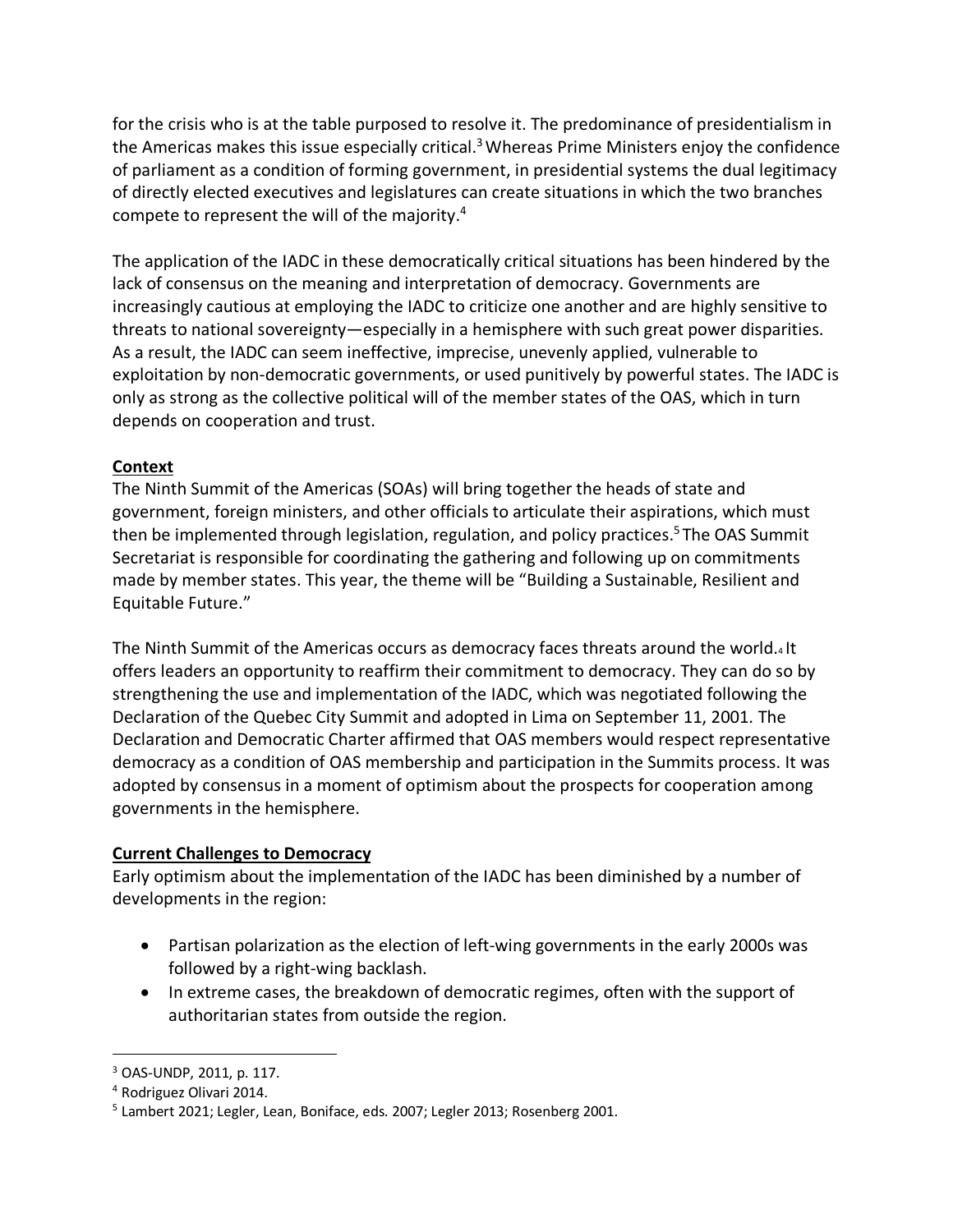for the crisis who is at the table purposed to resolve it. The predominance of presidentialism in the Americas makes this issue especially critical.[3] Whereas Prime Ministers enjoy the confidence of parliament as a condition of forming government, in presidential systems the dual legitimacy of directly elected executives and legislatures can create situations in which the two branches compete to represent the will of the majority.[4]

The application of the IADC in these democratically critical situations has been hindered by the lack of consensus on the meaning and interpretation of democracy. Governments are increasingly cautious at employing the IADC to criticize one another and are highly sensitive to threats to national sovereignty—especially in a hemisphere with such great power disparities. As a result, the IADC can seem ineffective, imprecise, unevenly applied, vulnerable to exploitation by non-democratic governments, or used punitively by powerful states. The IADC is only as strong as the collective political will of the member states of the OAS, which in turn depends on cooperation and trust.

## Context

The Ninth Summit of the Americas (SOAs) will bring together the heads of state and government, foreign ministers, and other officials to articulate their aspirations, which must then be implemented through legislation, regulation, and policy practices.[5] The OAS Summit Secretariat is responsible for coordinating the gathering and following up on commitments made by member states. This year, the theme will be "Building a Sustainable, Resilient and Equitable Future."

The Ninth Summit of the Americas occurs as democracy faces threats around the world.[4] It offers leaders an opportunity to reaffirm their commitment to democracy. They can do so by strengthening the use and implementation of the IADC, which was negotiated following the Declaration of the Quebec City Summit and adopted in Lima on September 11, 2001. The Declaration and Democratic Charter affirmed that OAS members would respect representative democracy as a condition of OAS membership and participation in the Summits process. It was adopted by consensus in a moment of optimism about the prospects for cooperation among governments in the hemisphere.

## Current Challenges to Democracy

Early optimism about the implementation of the IADC has been diminished by a number of developments in the region:

- Partisan polarization as the election of left-wing governments in the early 2000s was followed by a right-wing backlash.
- In extreme cases, the breakdown of democratic regimes, often with the support of authoritarian states from outside the region.

---

[3] OAS-UNDP, 2011, p. 117.

[4] Rodriguez Olivari 2014.

[5] Lambert 2021; Legler, Lean, Boniface, eds. 2007; Legler 2013; Rosenberg 2001.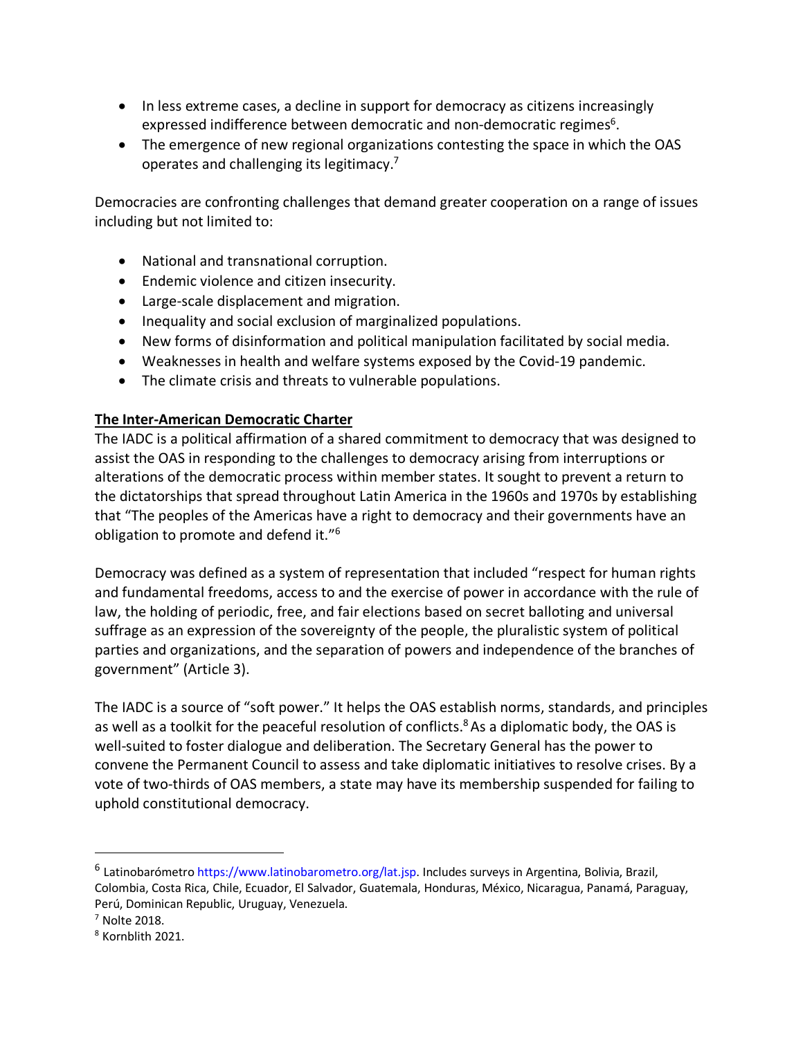- In less extreme cases, a decline in support for democracy as citizens increasingly expressed indifference between democratic and non-democratic regimes[6].
- The emergence of new regional organizations contesting the space in which the OAS operates and challenging its legitimacy.[7]

Democracies are confronting challenges that demand greater cooperation on a range of issues including but not limited to:

- National and transnational corruption.
- Endemic violence and citizen insecurity.
- Large-scale displacement and migration.
- Inequality and social exclusion of marginalized populations.
- New forms of disinformation and political manipulation facilitated by social media.
- Weaknesses in health and welfare systems exposed by the Covid-19 pandemic.
- The climate crisis and threats to vulnerable populations.

**The Inter-American Democratic Charter**

The IADC is a political affirmation of a shared commitment to democracy that was designed to assist the OAS in responding to the challenges to democracy arising from interruptions or alterations of the democratic process within member states. It sought to prevent a return to the dictatorships that spread throughout Latin America in the 1960s and 1970s by establishing that "The peoples of the Americas have a right to democracy and their governments have an obligation to promote and defend it."[6]

Democracy was defined as a system of representation that included "respect for human rights and fundamental freedoms, access to and the exercise of power in accordance with the rule of law, the holding of periodic, free, and fair elections based on secret balloting and universal suffrage as an expression of the sovereignty of the people, the pluralistic system of political parties and organizations, and the separation of powers and independence of the branches of government" (Article 3).

The IADC is a source of "soft power." It helps the OAS establish norms, standards, and principles as well as a toolkit for the peaceful resolution of conflicts.[8] As a diplomatic body, the OAS is well-suited to foster dialogue and deliberation. The Secretary General has the power to convene the Permanent Council to assess and take diplomatic initiatives to resolve crises. By a vote of two-thirds of OAS members, a state may have its membership suspended for failing to uphold constitutional democracy.

---

[6] Latinobarómetro https://www.latinobarometro.org/lat.jsp. Includes surveys in Argentina, Bolivia, Brazil, Colombia, Costa Rica, Chile, Ecuador, El Salvador, Guatemala, Honduras, México, Nicaragua, Panamá, Paraguay, Perú, Dominican Republic, Uruguay, Venezuela.

[7] Nolte 2018.

[8] Kornblith 2021.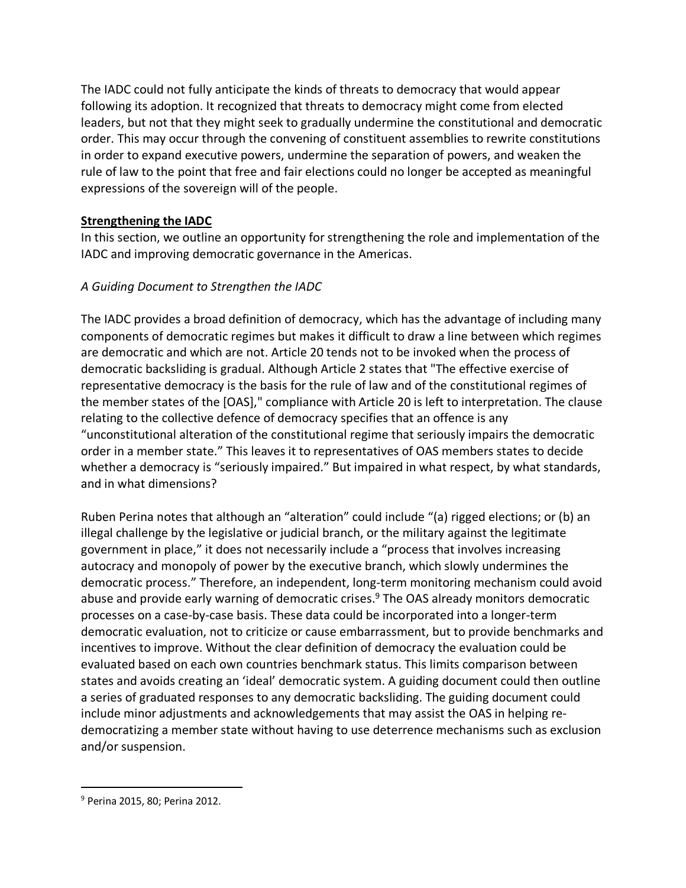The IADC could not fully anticipate the kinds of threats to democracy that would appear following its adoption. It recognized that threats to democracy might come from elected leaders, but not that they might seek to gradually undermine the constitutional and democratic order. This may occur through the convening of constituent assemblies to rewrite constitutions in order to expand executive powers, undermine the separation of powers, and weaken the rule of law to the point that free and fair elections could no longer be accepted as meaningful expressions of the sovereign will of the people.

## **Strengthening the IADC**

In this section, we outline an opportunity for strengthening the role and implementation of the IADC and improving democratic governance in the Americas.

### *A Guiding Document to Strengthen the IADC*

The IADC provides a broad definition of democracy, which has the advantage of including many components of democratic regimes but makes it difficult to draw a line between which regimes are democratic and which are not. Article 20 tends not to be invoked when the process of democratic backsliding is gradual. Although Article 2 states that "The effective exercise of representative democracy is the basis for the rule of law and of the constitutional regimes of the member states of the [OAS]," compliance with Article 20 is left to interpretation. The clause relating to the collective defence of democracy specifies that an offence is any "unconstitutional alteration of the constitutional regime that seriously impairs the democratic order in a member state." This leaves it to representatives of OAS members states to decide whether a democracy is "seriously impaired." But impaired in what respect, by what standards, and in what dimensions?

Ruben Perina notes that although an "alteration" could include "(a) rigged elections; or (b) an illegal challenge by the legislative or judicial branch, or the military against the legitimate government in place," it does not necessarily include a "process that involves increasing autocracy and monopoly of power by the executive branch, which slowly undermines the democratic process." Therefore, an independent, long-term monitoring mechanism could avoid abuse and provide early warning of democratic crises.[9] The OAS already monitors democratic processes on a case-by-case basis. These data could be incorporated into a longer-term democratic evaluation, not to criticize or cause embarrassment, but to provide benchmarks and incentives to improve. Without the clear definition of democracy the evaluation could be evaluated based on each own countries benchmark status. This limits comparison between states and avoids creating an 'ideal' democratic system. A guiding document could then outline a series of graduated responses to any democratic backsliding. The guiding document could include minor adjustments and acknowledgements that may assist the OAS in helping re-democratizing a member state without having to use deterrence mechanisms such as exclusion and/or suspension.

---

[9] Perina 2015, 80; Perina 2012.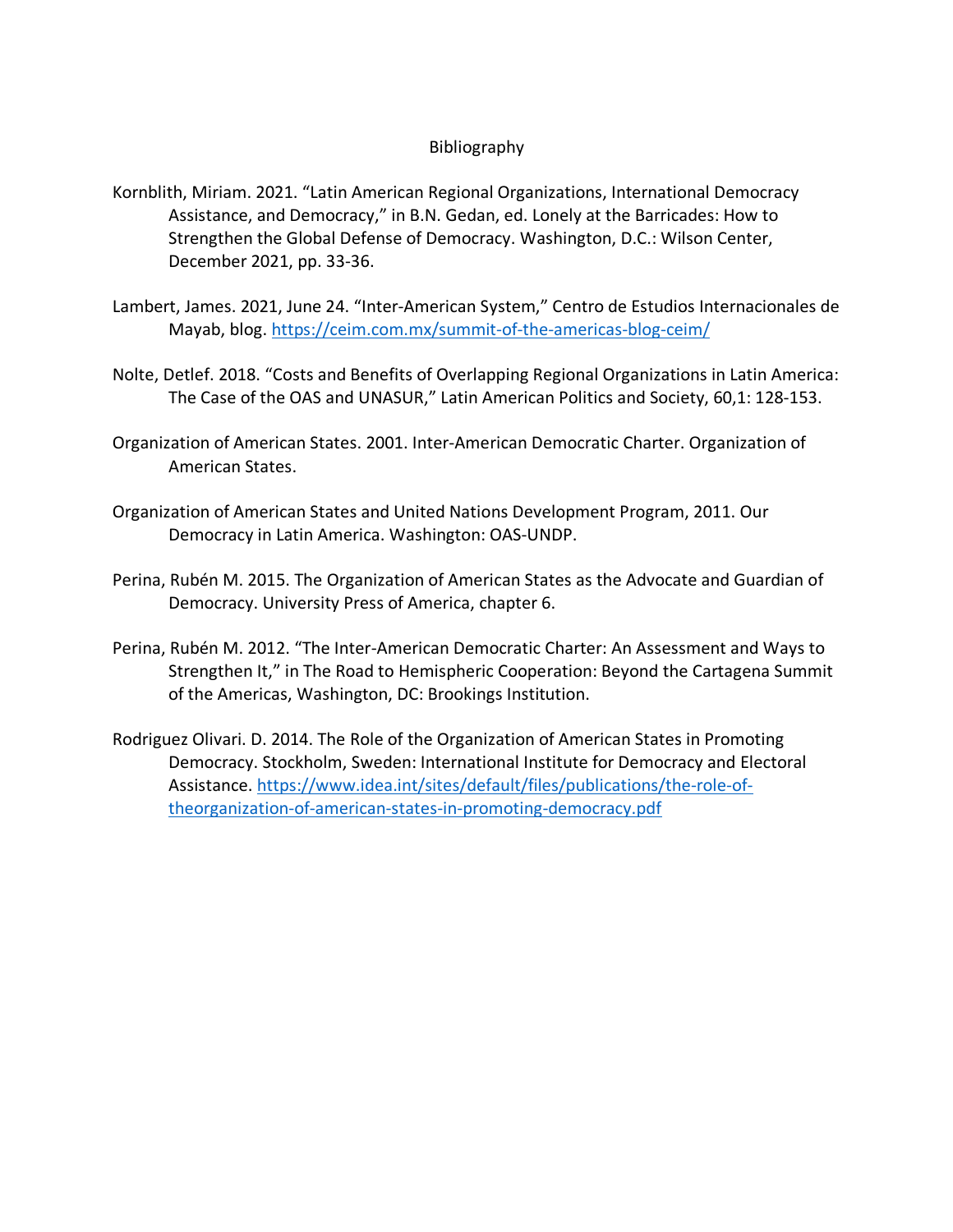# Bibliography

Kornblith, Miriam. 2021. "Latin American Regional Organizations, International Democracy Assistance, and Democracy," in B.N. Gedan, ed. Lonely at the Barricades: How to Strengthen the Global Defense of Democracy. Washington, D.C.: Wilson Center, December 2021, pp. 33-36.

Lambert, James. 2021, June 24. "Inter-American System," Centro de Estudios Internacionales de Mayab, blog. https://ceim.com.mx/summit-of-the-americas-blog-ceim/

Nolte, Detlef. 2018. "Costs and Benefits of Overlapping Regional Organizations in Latin America: The Case of the OAS and UNASUR," Latin American Politics and Society, 60,1: 128-153.

Organization of American States. 2001. Inter-American Democratic Charter. Organization of American States.

Organization of American States and United Nations Development Program, 2011. Our Democracy in Latin America. Washington: OAS-UNDP.

Perina, Rubén M. 2015. The Organization of American States as the Advocate and Guardian of Democracy. University Press of America, chapter 6.

Perina, Rubén M. 2012. "The Inter-American Democratic Charter: An Assessment and Ways to Strengthen It," in The Road to Hemispheric Cooperation: Beyond the Cartagena Summit of the Americas, Washington, DC: Brookings Institution.

Rodriguez Olivari. D. 2014. The Role of the Organization of American States in Promoting Democracy. Stockholm, Sweden: International Institute for Democracy and Electoral Assistance. https://www.idea.int/sites/default/files/publications/the-role-of-theorganization-of-american-states-in-promoting-democracy.pdf